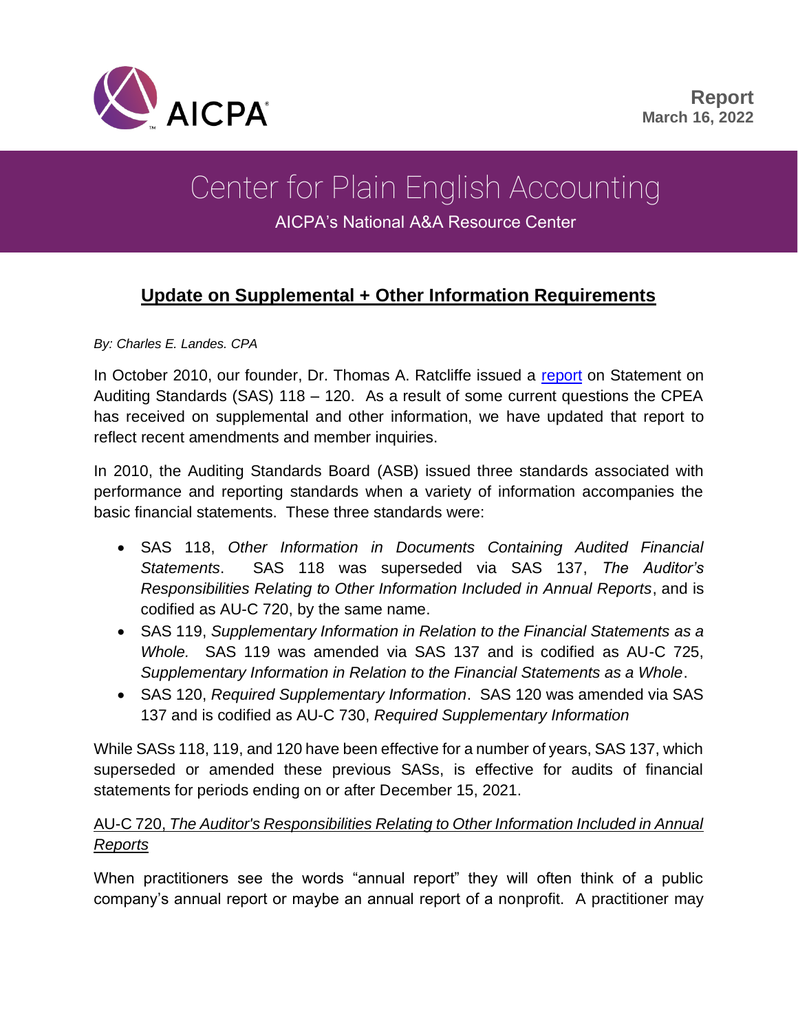AICPA

**Report**
**March 16, 2022**

# Center for Plain English Accounting

AICPA's National A&A Resource Center

## Update on Supplemental + Other Information Requirements

*By: Charles E. Landes. CPA*

In October 2010, our founder, Dr. Thomas A. Ratcliffe issued a report on Statement on Auditing Standards (SAS) 118 – 120. As a result of some current questions the CPEA has received on supplemental and other information, we have updated that report to reflect recent amendments and member inquiries.

In 2010, the Auditing Standards Board (ASB) issued three standards associated with performance and reporting standards when a variety of information accompanies the basic financial statements. These three standards were:

- SAS 118, *Other Information in Documents Containing Audited Financial Statements*. SAS 118 was superseded via SAS 137, *The Auditor's Responsibilities Relating to Other Information Included in Annual Reports*, and is codified as AU-C 720, by the same name.
- SAS 119, *Supplementary Information in Relation to the Financial Statements as a Whole.* SAS 119 was amended via SAS 137 and is codified as AU-C 725, *Supplementary Information in Relation to the Financial Statements as a Whole*.
- SAS 120, *Required Supplementary Information*. SAS 120 was amended via SAS 137 and is codified as AU-C 730, *Required Supplementary Information*

While SASs 118, 119, and 120 have been effective for a number of years, SAS 137, which superseded or amended these previous SASs, is effective for audits of financial statements for periods ending on or after December 15, 2021.

### AU-C 720, *The Auditor's Responsibilities Relating to Other Information Included in Annual Reports*

When practitioners see the words "annual report" they will often think of a public company's annual report or maybe an annual report of a nonprofit. A practitioner may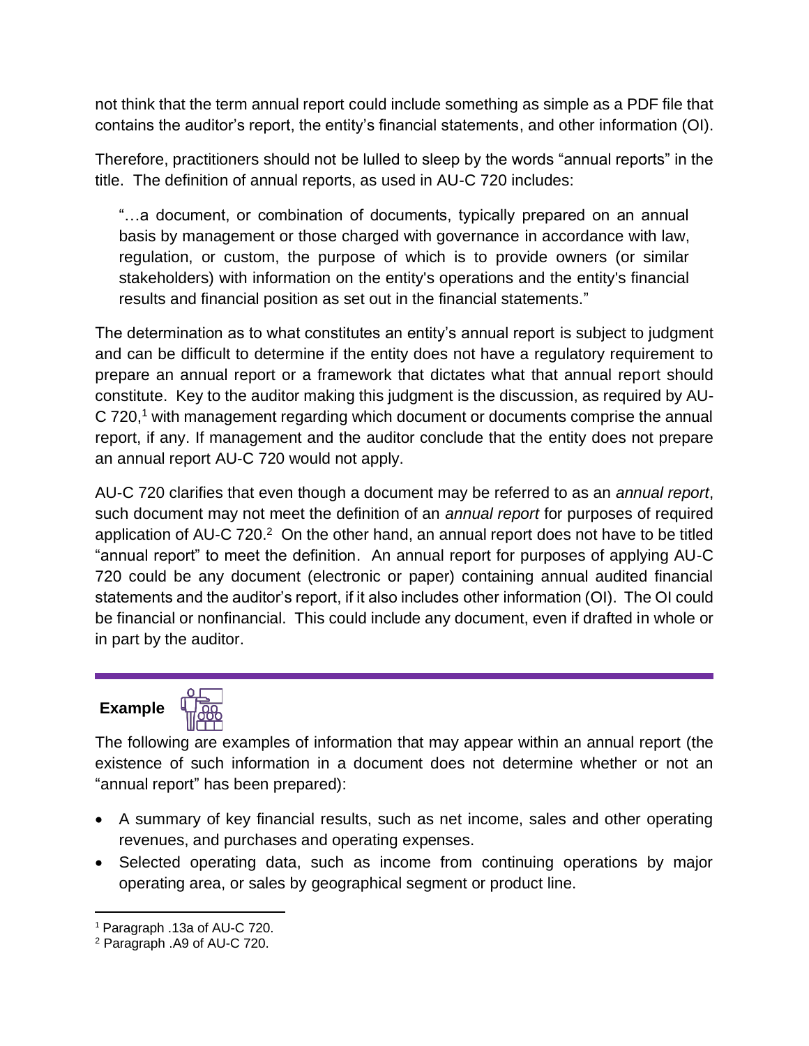not think that the term annual report could include something as simple as a PDF file that contains the auditor's report, the entity's financial statements, and other information (OI).

Therefore, practitioners should not be lulled to sleep by the words "annual reports" in the title. The definition of annual reports, as used in AU-C 720 includes:

> "…a document, or combination of documents, typically prepared on an annual basis by management or those charged with governance in accordance with law, regulation, or custom, the purpose of which is to provide owners (or similar stakeholders) with information on the entity's operations and the entity's financial results and financial position as set out in the financial statements."

The determination as to what constitutes an entity's annual report is subject to judgment and can be difficult to determine if the entity does not have a regulatory requirement to prepare an annual report or a framework that dictates what that annual report should constitute. Key to the auditor making this judgment is the discussion, as required by AU-C 720,[1] with management regarding which document or documents comprise the annual report, if any. If management and the auditor conclude that the entity does not prepare an annual report AU-C 720 would not apply.

AU-C 720 clarifies that even though a document may be referred to as an *annual report*, such document may not meet the definition of an *annual report* for purposes of required application of AU-C 720.[2] On the other hand, an annual report does not have to be titled "annual report" to meet the definition. An annual report for purposes of applying AU-C 720 could be any document (electronic or paper) containing annual audited financial statements and the auditor's report, if it also includes other information (OI). The OI could be financial or nonfinancial. This could include any document, even if drafted in whole or in part by the auditor.

---

**Example**

The following are examples of information that may appear within an annual report (the existence of such information in a document does not determine whether or not an "annual report" has been prepared):

- A summary of key financial results, such as net income, sales and other operating revenues, and purchases and operating expenses.
- Selected operating data, such as income from continuing operations by major operating area, or sales by geographical segment or product line.

---

[1] Paragraph .13a of AU-C 720.

[2] Paragraph .A9 of AU-C 720.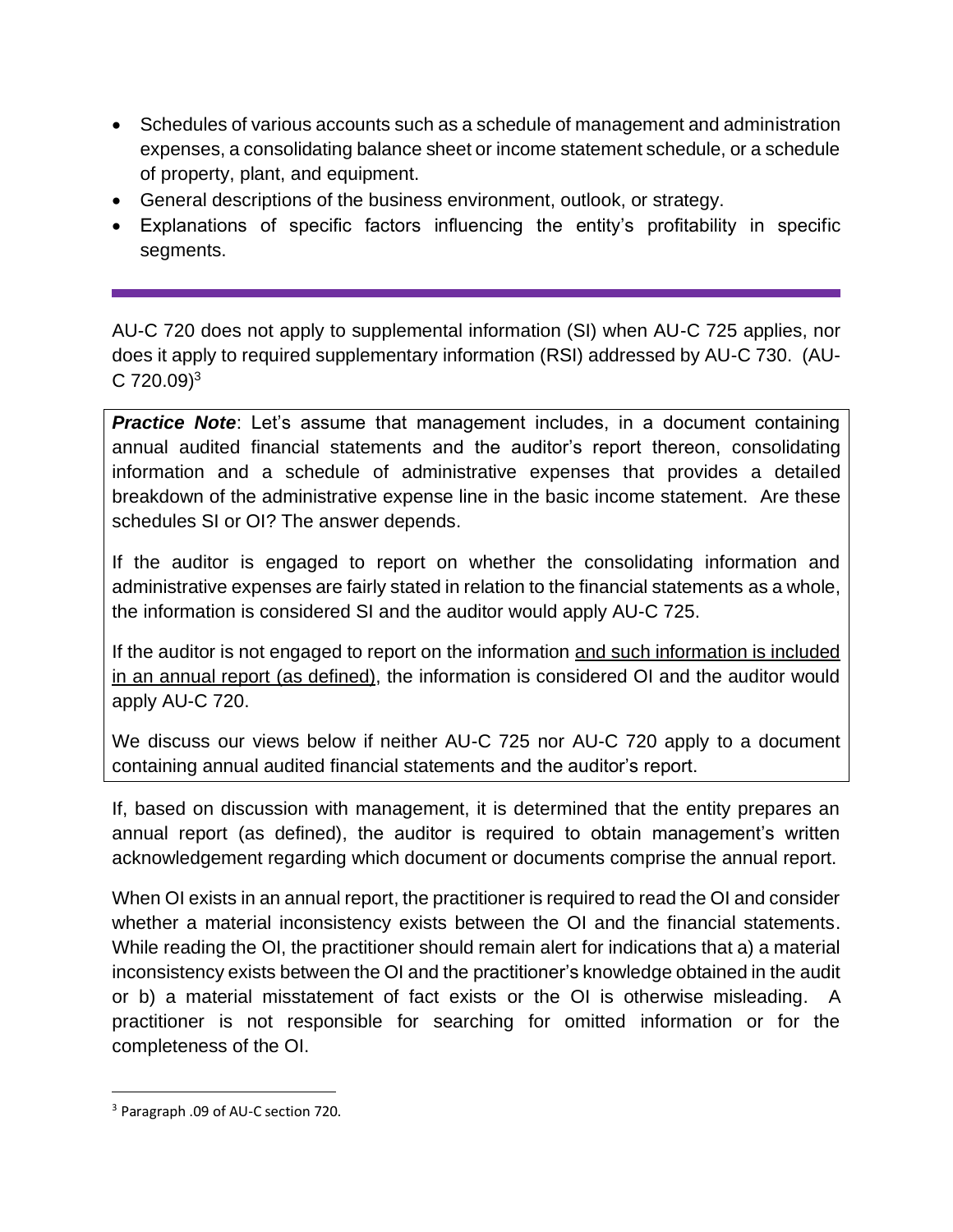- Schedules of various accounts such as a schedule of management and administration expenses, a consolidating balance sheet or income statement schedule, or a schedule of property, plant, and equipment.
- General descriptions of the business environment, outlook, or strategy.
- Explanations of specific factors influencing the entity's profitability in specific segments.

---

AU-C 720 does not apply to supplemental information (SI) when AU-C 725 applies, nor does it apply to required supplementary information (RSI) addressed by AU-C 730. (AU-C 720.09)[3]

> ***Practice Note***: Let's assume that management includes, in a document containing annual audited financial statements and the auditor's report thereon, consolidating information and a schedule of administrative expenses that provides a detailed breakdown of the administrative expense line in the basic income statement. Are these schedules SI or OI? The answer depends.
>
> If the auditor is engaged to report on whether the consolidating information and administrative expenses are fairly stated in relation to the financial statements as a whole, the information is considered SI and the auditor would apply AU-C 725.
>
> If the auditor is not engaged to report on the information <u>and such information is included in an annual report (as defined)</u>, the information is considered OI and the auditor would apply AU-C 720.
>
> We discuss our views below if neither AU-C 725 nor AU-C 720 apply to a document containing annual audited financial statements and the auditor's report.

If, based on discussion with management, it is determined that the entity prepares an annual report (as defined), the auditor is required to obtain management's written acknowledgement regarding which document or documents comprise the annual report.

When OI exists in an annual report, the practitioner is required to read the OI and consider whether a material inconsistency exists between the OI and the financial statements. While reading the OI, the practitioner should remain alert for indications that a) a material inconsistency exists between the OI and the practitioner's knowledge obtained in the audit or b) a material misstatement of fact exists or the OI is otherwise misleading. A practitioner is not responsible for searching for omitted information or for the completeness of the OI.

---

[3] Paragraph .09 of AU-C section 720.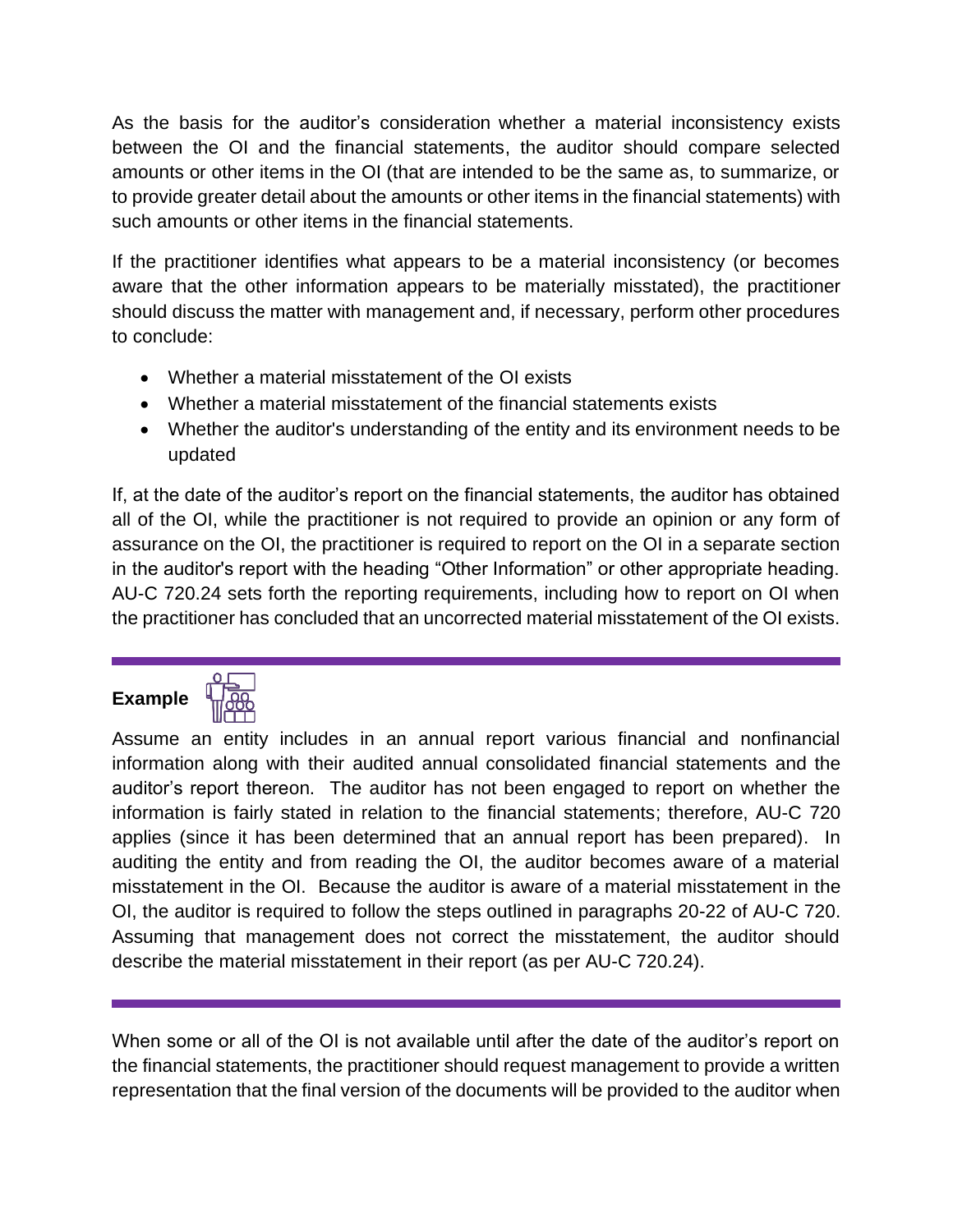As the basis for the auditor's consideration whether a material inconsistency exists between the OI and the financial statements, the auditor should compare selected amounts or other items in the OI (that are intended to be the same as, to summarize, or to provide greater detail about the amounts or other items in the financial statements) with such amounts or other items in the financial statements.

If the practitioner identifies what appears to be a material inconsistency (or becomes aware that the other information appears to be materially misstated), the practitioner should discuss the matter with management and, if necessary, perform other procedures to conclude:

- Whether a material misstatement of the OI exists
- Whether a material misstatement of the financial statements exists
- Whether the auditor's understanding of the entity and its environment needs to be updated

If, at the date of the auditor's report on the financial statements, the auditor has obtained all of the OI, while the practitioner is not required to provide an opinion or any form of assurance on the OI, the practitioner is required to report on the OI in a separate section in the auditor's report with the heading "Other Information" or other appropriate heading. AU-C 720.24 sets forth the reporting requirements, including how to report on OI when the practitioner has concluded that an uncorrected material misstatement of the OI exists.

---

**Example**

Assume an entity includes in an annual report various financial and nonfinancial information along with their audited annual consolidated financial statements and the auditor's report thereon. The auditor has not been engaged to report on whether the information is fairly stated in relation to the financial statements; therefore, AU-C 720 applies (since it has been determined that an annual report has been prepared). In auditing the entity and from reading the OI, the auditor becomes aware of a material misstatement in the OI. Because the auditor is aware of a material misstatement in the OI, the auditor is required to follow the steps outlined in paragraphs 20-22 of AU-C 720. Assuming that management does not correct the misstatement, the auditor should describe the material misstatement in their report (as per AU-C 720.24).

---

When some or all of the OI is not available until after the date of the auditor's report on the financial statements, the practitioner should request management to provide a written representation that the final version of the documents will be provided to the auditor when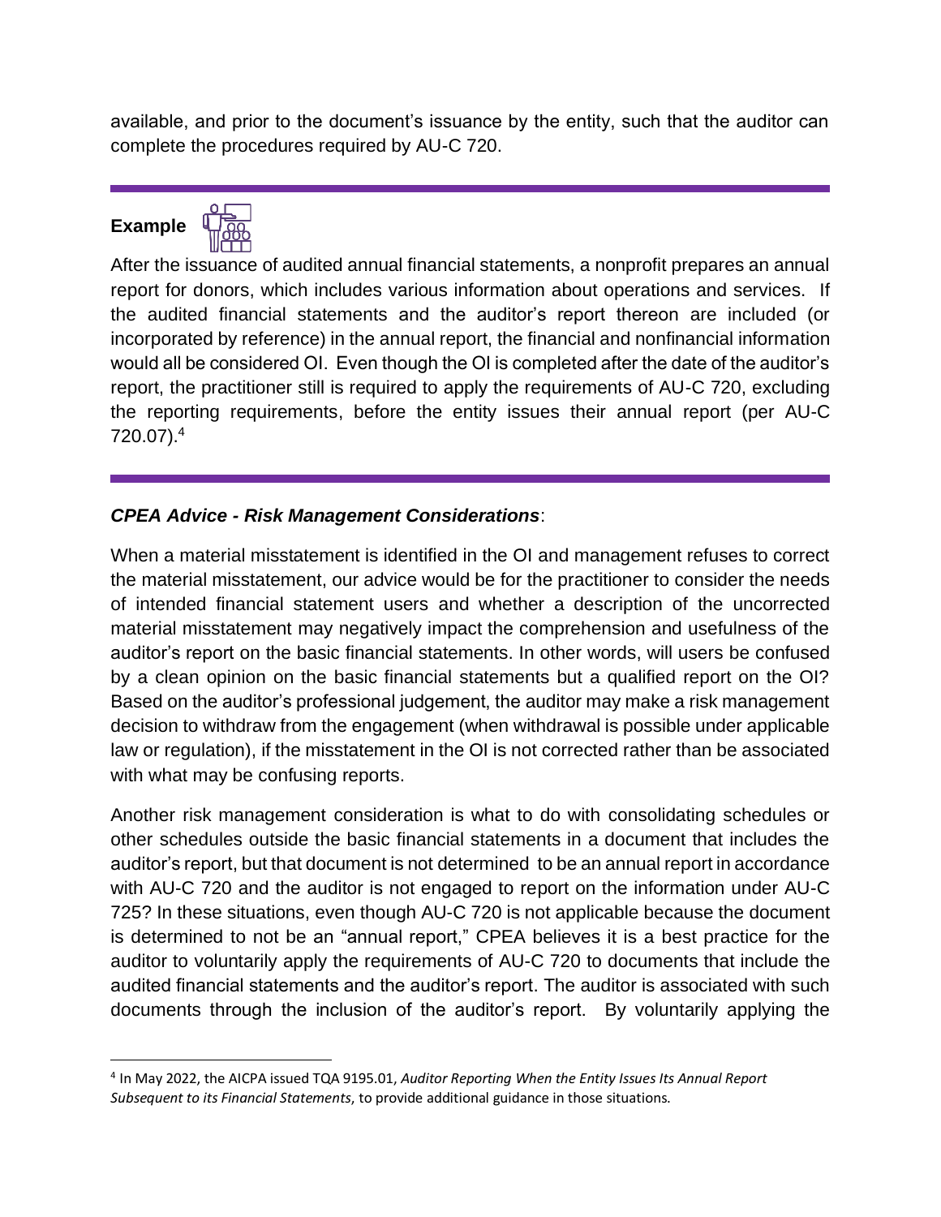available, and prior to the document's issuance by the entity, such that the auditor can complete the procedures required by AU-C 720.

---

**Example**

After the issuance of audited annual financial statements, a nonprofit prepares an annual report for donors, which includes various information about operations and services. If the audited financial statements and the auditor's report thereon are included (or incorporated by reference) in the annual report, the financial and nonfinancial information would all be considered OI. Even though the OI is completed after the date of the auditor's report, the practitioner still is required to apply the requirements of AU-C 720, excluding the reporting requirements, before the entity issues their annual report (per AU-C 720.07).[4]

---

***CPEA Advice - Risk Management Considerations***:

When a material misstatement is identified in the OI and management refuses to correct the material misstatement, our advice would be for the practitioner to consider the needs of intended financial statement users and whether a description of the uncorrected material misstatement may negatively impact the comprehension and usefulness of the auditor's report on the basic financial statements. In other words, will users be confused by a clean opinion on the basic financial statements but a qualified report on the OI? Based on the auditor's professional judgement, the auditor may make a risk management decision to withdraw from the engagement (when withdrawal is possible under applicable law or regulation), if the misstatement in the OI is not corrected rather than be associated with what may be confusing reports.

Another risk management consideration is what to do with consolidating schedules or other schedules outside the basic financial statements in a document that includes the auditor's report, but that document is not determined to be an annual report in accordance with AU-C 720 and the auditor is not engaged to report on the information under AU-C 725? In these situations, even though AU-C 720 is not applicable because the document is determined to not be an "annual report," CPEA believes it is a best practice for the auditor to voluntarily apply the requirements of AU-C 720 to documents that include the audited financial statements and the auditor's report. The auditor is associated with such documents through the inclusion of the auditor's report. By voluntarily applying the

---

[4] In May 2022, the AICPA issued TQA 9195.01, *Auditor Reporting When the Entity Issues Its Annual Report Subsequent to its Financial Statements*, to provide additional guidance in those situations.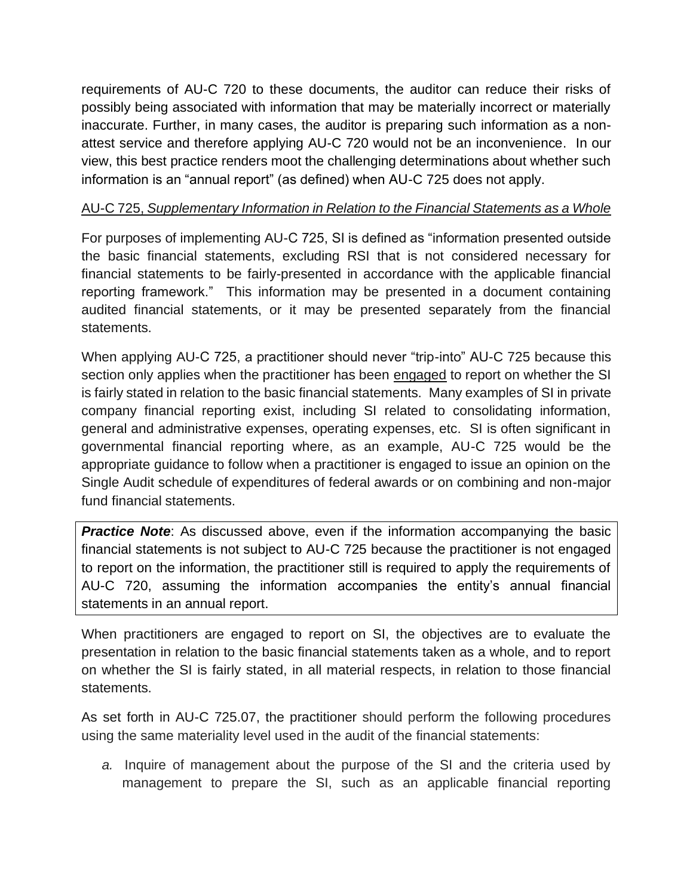requirements of AU-C 720 to these documents, the auditor can reduce their risks of possibly being associated with information that may be materially incorrect or materially inaccurate. Further, in many cases, the auditor is preparing such information as a non-attest service and therefore applying AU-C 720 would not be an inconvenience. In our view, this best practice renders moot the challenging determinations about whether such information is an "annual report" (as defined) when AU-C 725 does not apply.

<u>AU-C 725, *Supplementary Information in Relation to the Financial Statements as a Whole*</u>

For purposes of implementing AU-C 725, SI is defined as "information presented outside the basic financial statements, excluding RSI that is not considered necessary for financial statements to be fairly-presented in accordance with the applicable financial reporting framework." This information may be presented in a document containing audited financial statements, or it may be presented separately from the financial statements.

When applying AU-C 725, a practitioner should never "trip-into" AU-C 725 because this section only applies when the practitioner has been <u>engaged</u> to report on whether the SI is fairly stated in relation to the basic financial statements. Many examples of SI in private company financial reporting exist, including SI related to consolidating information, general and administrative expenses, operating expenses, etc. SI is often significant in governmental financial reporting where, as an example, AU-C 725 would be the appropriate guidance to follow when a practitioner is engaged to issue an opinion on the Single Audit schedule of expenditures of federal awards or on combining and non-major fund financial statements.

> ***Practice Note***: As discussed above, even if the information accompanying the basic financial statements is not subject to AU-C 725 because the practitioner is not engaged to report on the information, the practitioner still is required to apply the requirements of AU-C 720, assuming the information accompanies the entity's annual financial statements in an annual report.

When practitioners are engaged to report on SI, the objectives are to evaluate the presentation in relation to the basic financial statements taken as a whole, and to report on whether the SI is fairly stated, in all material respects, in relation to those financial statements.

As set forth in AU-C 725.07, the practitioner should perform the following procedures using the same materiality level used in the audit of the financial statements:

*a.* Inquire of management about the purpose of the SI and the criteria used by management to prepare the SI, such as an applicable financial reporting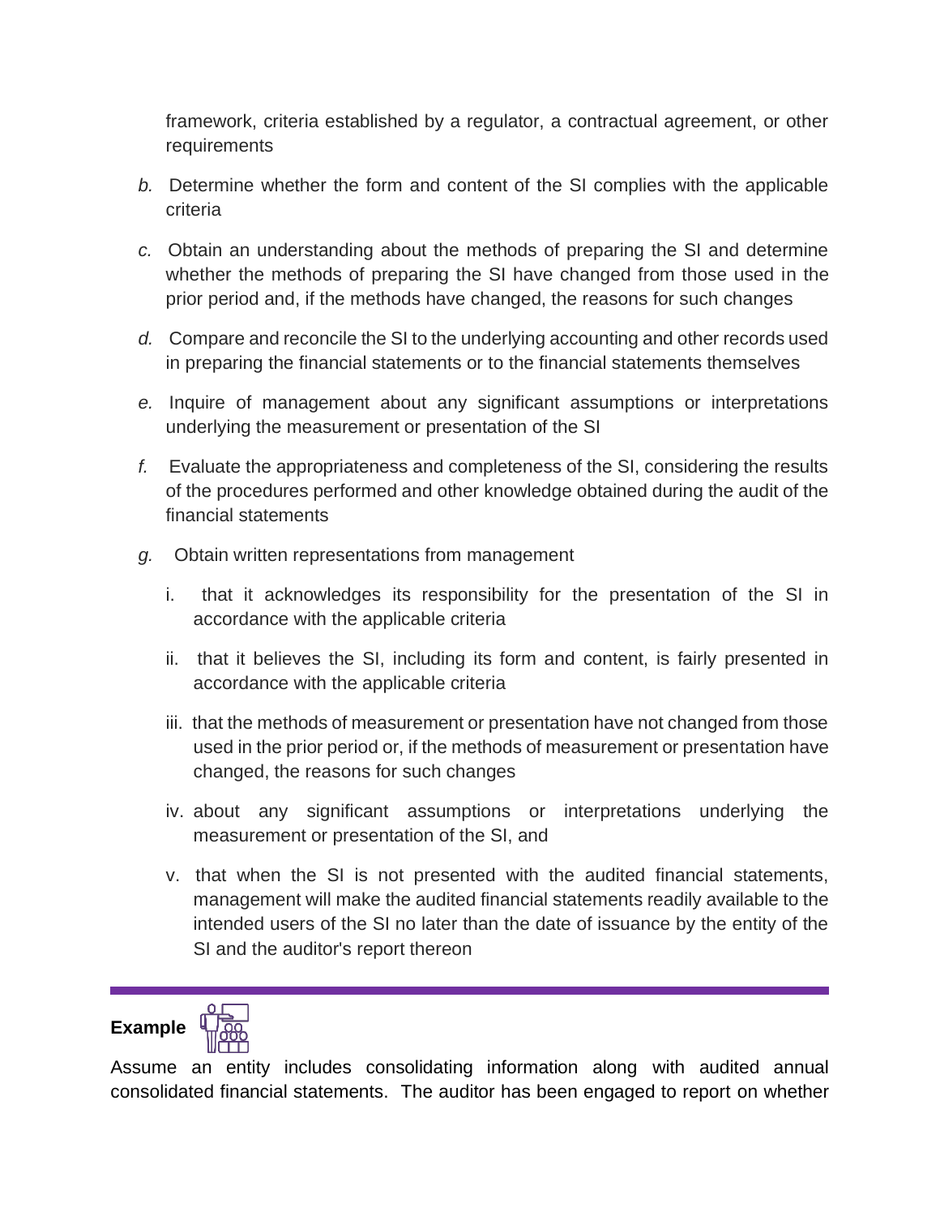framework, criteria established by a regulator, a contractual agreement, or other requirements

*b.* Determine whether the form and content of the SI complies with the applicable criteria

*c.* Obtain an understanding about the methods of preparing the SI and determine whether the methods of preparing the SI have changed from those used in the prior period and, if the methods have changed, the reasons for such changes

*d.* Compare and reconcile the SI to the underlying accounting and other records used in preparing the financial statements or to the financial statements themselves

*e.* Inquire of management about any significant assumptions or interpretations underlying the measurement or presentation of the SI

*f.* Evaluate the appropriateness and completeness of the SI, considering the results of the procedures performed and other knowledge obtained during the audit of the financial statements

*g.* Obtain written representations from management

i. that it acknowledges its responsibility for the presentation of the SI in accordance with the applicable criteria

ii. that it believes the SI, including its form and content, is fairly presented in accordance with the applicable criteria

iii. that the methods of measurement or presentation have not changed from those used in the prior period or, if the methods of measurement or presentation have changed, the reasons for such changes

iv. about any significant assumptions or interpretations underlying the measurement or presentation of the SI, and

v. that when the SI is not presented with the audited financial statements, management will make the audited financial statements readily available to the intended users of the SI no later than the date of issuance by the entity of the SI and the auditor's report thereon

---

**Example**

Assume an entity includes consolidating information along with audited annual consolidated financial statements. The auditor has been engaged to report on whether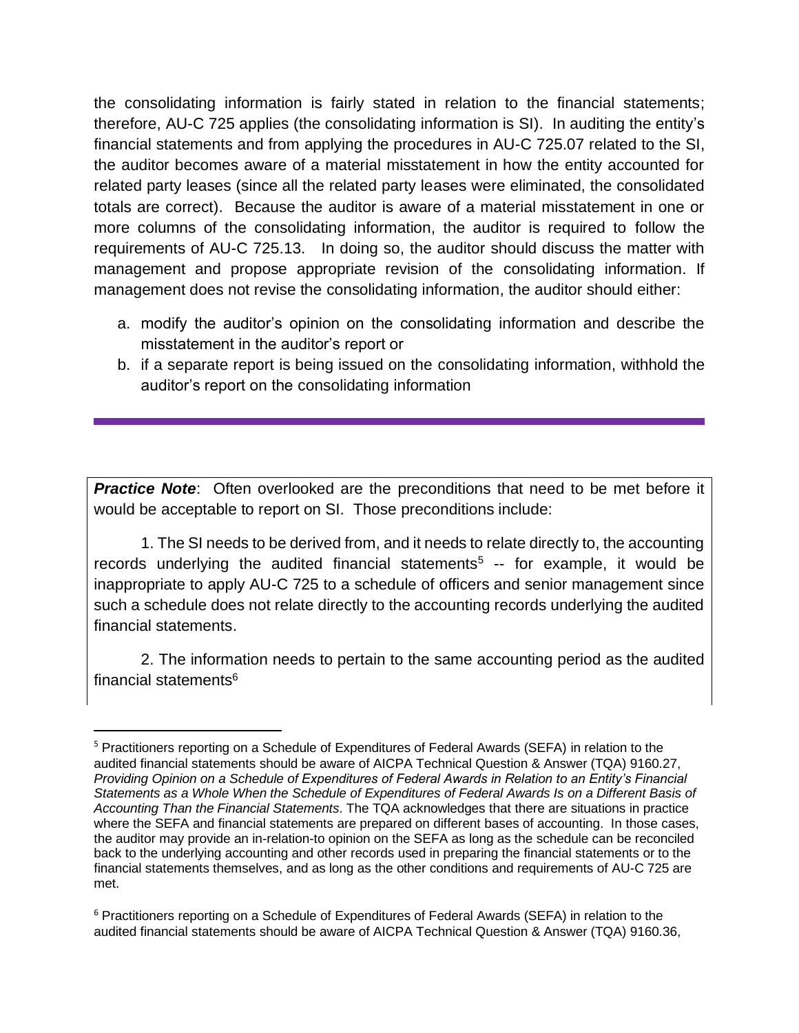the consolidating information is fairly stated in relation to the financial statements; therefore, AU-C 725 applies (the consolidating information is SI). In auditing the entity's financial statements and from applying the procedures in AU-C 725.07 related to the SI, the auditor becomes aware of a material misstatement in how the entity accounted for related party leases (since all the related party leases were eliminated, the consolidated totals are correct). Because the auditor is aware of a material misstatement in one or more columns of the consolidating information, the auditor is required to follow the requirements of AU-C 725.13. In doing so, the auditor should discuss the matter with management and propose appropriate revision of the consolidating information. If management does not revise the consolidating information, the auditor should either:

a. modify the auditor's opinion on the consolidating information and describe the misstatement in the auditor's report or
b. if a separate report is being issued on the consolidating information, withhold the auditor's report on the consolidating information

---

***Practice Note***: Often overlooked are the preconditions that need to be met before it would be acceptable to report on SI. Those preconditions include:

1. The SI needs to be derived from, and it needs to relate directly to, the accounting records underlying the audited financial statements[5] -- for example, it would be inappropriate to apply AU-C 725 to a schedule of officers and senior management since such a schedule does not relate directly to the accounting records underlying the audited financial statements.

2. The information needs to pertain to the same accounting period as the audited financial statements[6]

---

[5] Practitioners reporting on a Schedule of Expenditures of Federal Awards (SEFA) in relation to the audited financial statements should be aware of AICPA Technical Question & Answer (TQA) 9160.27, *Providing Opinion on a Schedule of Expenditures of Federal Awards in Relation to an Entity's Financial Statements as a Whole When the Schedule of Expenditures of Federal Awards Is on a Different Basis of Accounting Than the Financial Statements*. The TQA acknowledges that there are situations in practice where the SEFA and financial statements are prepared on different bases of accounting. In those cases, the auditor may provide an in-relation-to opinion on the SEFA as long as the schedule can be reconciled back to the underlying accounting and other records used in preparing the financial statements or to the financial statements themselves, and as long as the other conditions and requirements of AU-C 725 are met.

[6] Practitioners reporting on a Schedule of Expenditures of Federal Awards (SEFA) in relation to the audited financial statements should be aware of AICPA Technical Question & Answer (TQA) 9160.36,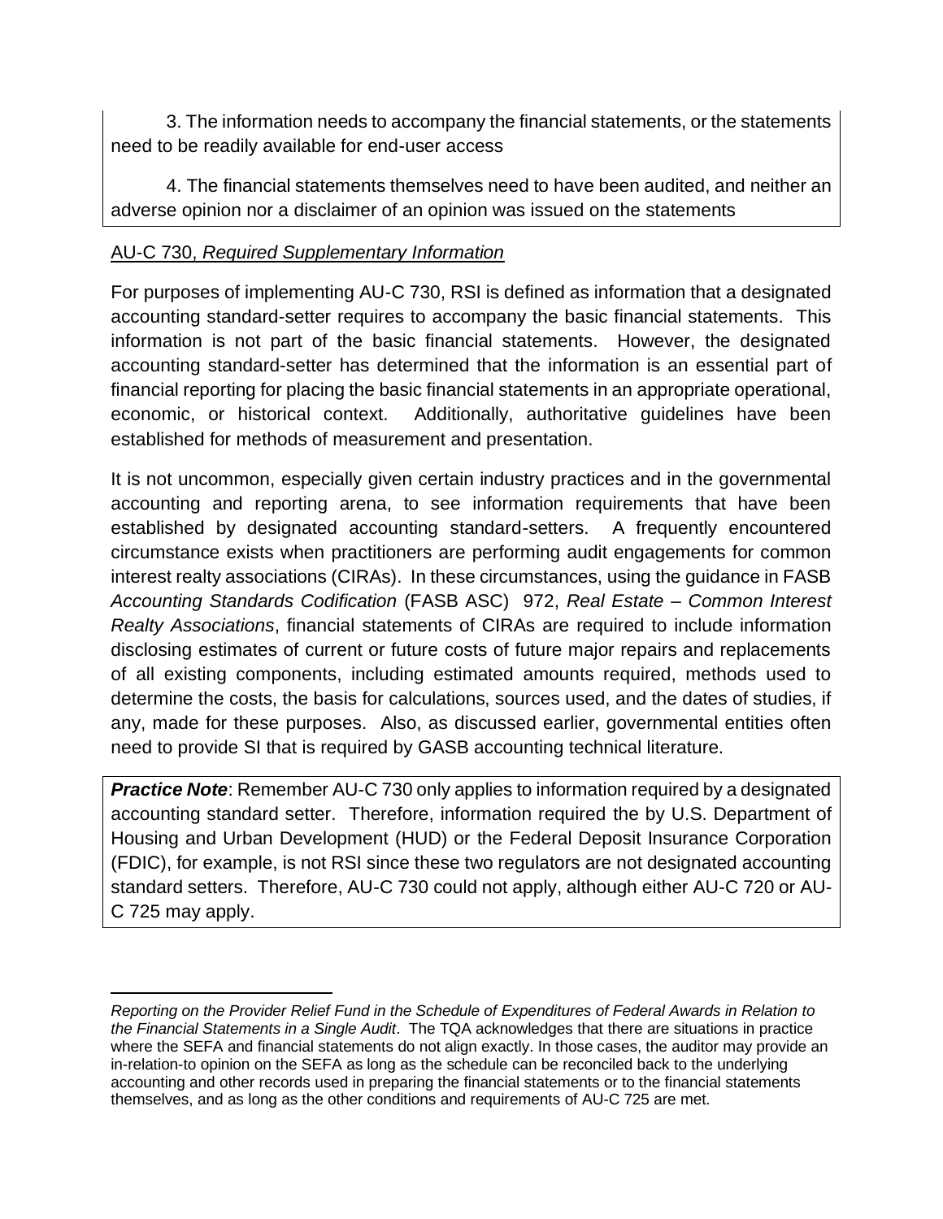3. The information needs to accompany the financial statements, or the statements need to be readily available for end-user access

4. The financial statements themselves need to have been audited, and neither an adverse opinion nor a disclaimer of an opinion was issued on the statements

AU-C 730, *Required Supplementary Information*

For purposes of implementing AU-C 730, RSI is defined as information that a designated accounting standard-setter requires to accompany the basic financial statements. This information is not part of the basic financial statements. However, the designated accounting standard-setter has determined that the information is an essential part of financial reporting for placing the basic financial statements in an appropriate operational, economic, or historical context. Additionally, authoritative guidelines have been established for methods of measurement and presentation.

It is not uncommon, especially given certain industry practices and in the governmental accounting and reporting arena, to see information requirements that have been established by designated accounting standard-setters. A frequently encountered circumstance exists when practitioners are performing audit engagements for common interest realty associations (CIRAs). In these circumstances, using the guidance in FASB *Accounting Standards Codification* (FASB ASC) 972, *Real Estate – Common Interest Realty Associations*, financial statements of CIRAs are required to include information disclosing estimates of current or future costs of future major repairs and replacements of all existing components, including estimated amounts required, methods used to determine the costs, the basis for calculations, sources used, and the dates of studies, if any, made for these purposes. Also, as discussed earlier, governmental entities often need to provide SI that is required by GASB accounting technical literature.

***Practice Note***: Remember AU-C 730 only applies to information required by a designated accounting standard setter. Therefore, information required the by U.S. Department of Housing and Urban Development (HUD) or the Federal Deposit Insurance Corporation (FDIC), for example, is not RSI since these two regulators are not designated accounting standard setters. Therefore, AU-C 730 could not apply, although either AU-C 720 or AU-C 725 may apply.

---

*Reporting on the Provider Relief Fund in the Schedule of Expenditures of Federal Awards in Relation to the Financial Statements in a Single Audit*. The TQA acknowledges that there are situations in practice where the SEFA and financial statements do not align exactly. In those cases, the auditor may provide an in-relation-to opinion on the SEFA as long as the schedule can be reconciled back to the underlying accounting and other records used in preparing the financial statements or to the financial statements themselves, and as long as the other conditions and requirements of AU-C 725 are met.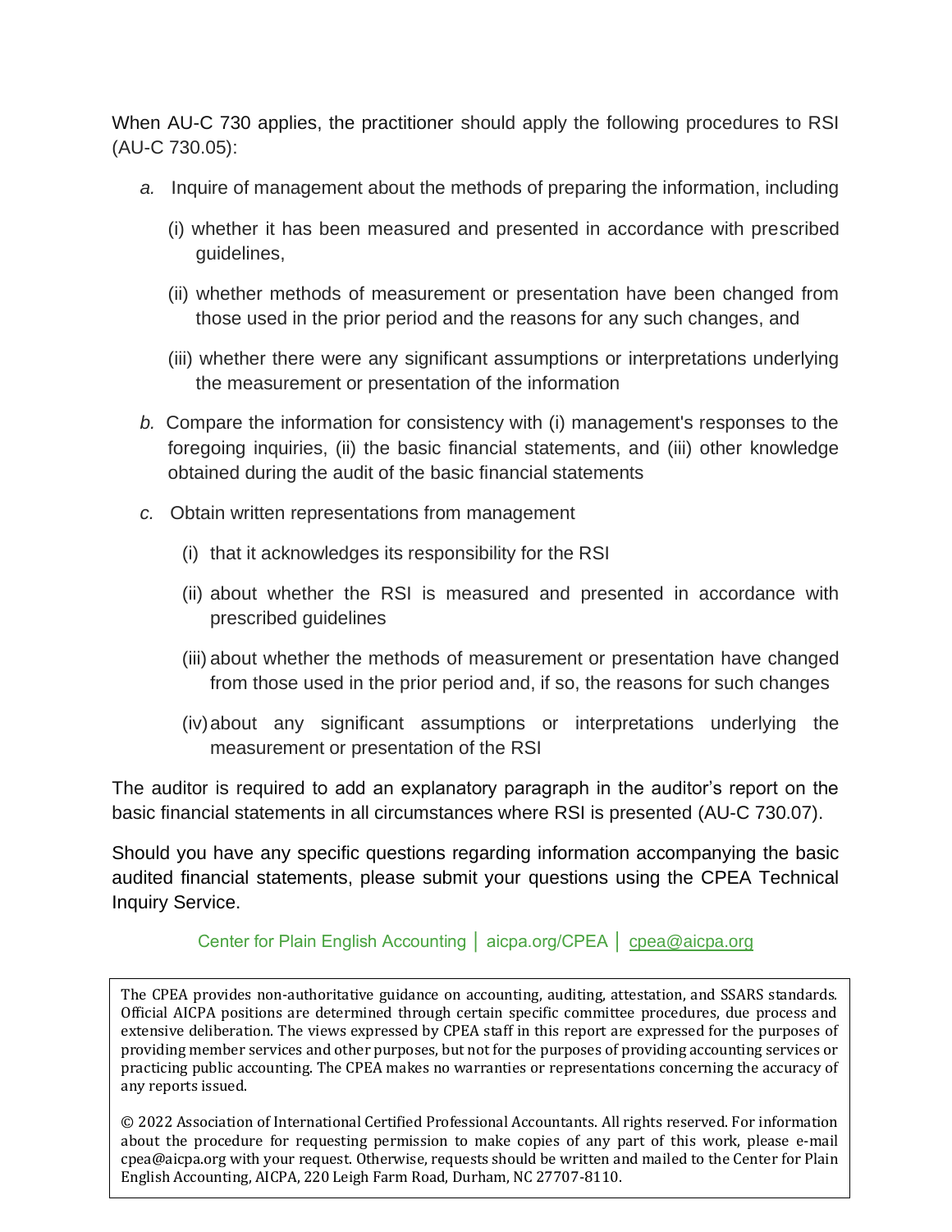When AU-C 730 applies, the practitioner should apply the following procedures to RSI (AU-C 730.05):

*a.* Inquire of management about the methods of preparing the information, including

(i) whether it has been measured and presented in accordance with prescribed guidelines,

(ii) whether methods of measurement or presentation have been changed from those used in the prior period and the reasons for any such changes, and

(iii) whether there were any significant assumptions or interpretations underlying the measurement or presentation of the information

*b.* Compare the information for consistency with (i) management's responses to the foregoing inquiries, (ii) the basic financial statements, and (iii) other knowledge obtained during the audit of the basic financial statements

*c.* Obtain written representations from management

(i) that it acknowledges its responsibility for the RSI

(ii) about whether the RSI is measured and presented in accordance with prescribed guidelines

(iii) about whether the methods of measurement or presentation have changed from those used in the prior period and, if so, the reasons for such changes

(iv) about any significant assumptions or interpretations underlying the measurement or presentation of the RSI

The auditor is required to add an explanatory paragraph in the auditor's report on the basic financial statements in all circumstances where RSI is presented (AU-C 730.07).

Should you have any specific questions regarding information accompanying the basic audited financial statements, please submit your questions using the CPEA Technical Inquiry Service.

Center for Plain English Accounting │ aicpa.org/CPEA │ cpea@aicpa.org

The CPEA provides non-authoritative guidance on accounting, auditing, attestation, and SSARS standards. Official AICPA positions are determined through certain specific committee procedures, due process and extensive deliberation. The views expressed by CPEA staff in this report are expressed for the purposes of providing member services and other purposes, but not for the purposes of providing accounting services or practicing public accounting. The CPEA makes no warranties or representations concerning the accuracy of any reports issued.

© 2022 Association of International Certified Professional Accountants. All rights reserved. For information about the procedure for requesting permission to make copies of any part of this work, please e-mail cpea@aicpa.org with your request. Otherwise, requests should be written and mailed to the Center for Plain English Accounting, AICPA, 220 Leigh Farm Road, Durham, NC 27707-8110.